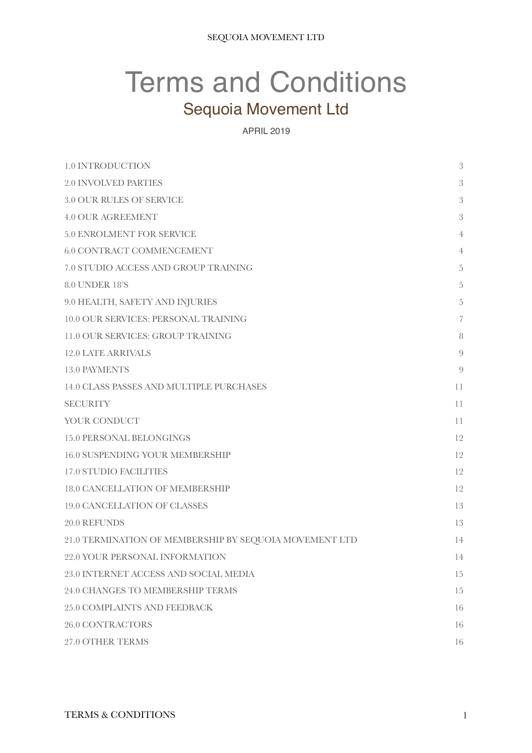# Terms and Conditions

## Sequoia Movement Ltd

APRIL 2019

| | |
|---|---|
| 1.0 INTRODUCTION | 3 |
| 2.0 INVOLVED PARTIES | 3 |
| 3.0 OUR RULES OF SERVICE | 3 |
| 4.0 OUR AGREEMENT | 3 |
| 5.0 ENROLMENT FOR SERVICE | 4 |
| 6.0 CONTRACT COMMENCEMENT | 4 |
| 7.0 STUDIO ACCESS AND GROUP TRAINING | 5 |
| 8.0 UNDER 18'S | 5 |
| 9.0 HEALTH, SAFETY AND INJURIES | 5 |
| 10.0 OUR SERVICES: PERSONAL TRAINING | 7 |
| 11.0 OUR SERVICES: GROUP TRAINING | 8 |
| 12.0 LATE ARRIVALS | 9 |
| 13.0 PAYMENTS | 9 |
| 14.0 CLASS PASSES AND MULTIPLE PURCHASES | 11 |
| SECURITY | 11 |
| YOUR CONDUCT | 11 |
| 15.0 PERSONAL BELONGINGS | 12 |
| 16.0 SUSPENDING YOUR MEMBERSHIP | 12 |
| 17.0 STUDIO FACILITIES | 12 |
| 18.0 CANCELLATION OF MEMBERSHIP | 12 |
| 19.0 CANCELLATION OF CLASSES | 13 |
| 20.0 REFUNDS | 13 |
| 21.0 TERMINATION OF MEMBERSHIP BY SEQUOIA MOVEMENT LTD | 14 |
| 22.0 YOUR PERSONAL INFORMATION | 14 |
| 23.0 INTERNET ACCESS AND SOCIAL MEDIA | 15 |
| 24.0 CHANGES TO MEMBERSHIP TERMS | 15 |
| 25.0 COMPLAINTS AND FEEDBACK | 16 |
| 26.0 CONTRACTORS | 16 |
| 27.0 OTHER TERMS | 16 |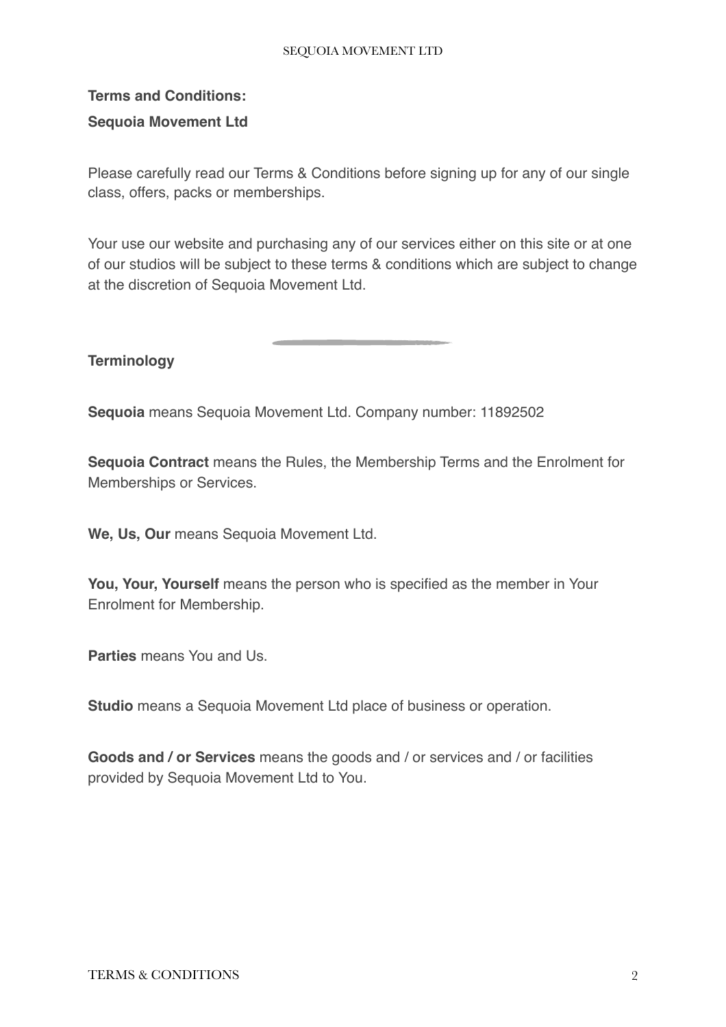**Terms and Conditions:**

**Sequoia Movement Ltd**

Please carefully read our Terms & Conditions before signing up for any of our single class, offers, packs or memberships.

Your use our website and purchasing any of our services either on this site or at one of our studios will be subject to these terms & conditions which are subject to change at the discretion of Sequoia Movement Ltd.

---

**Terminology**

**Sequoia** means Sequoia Movement Ltd. Company number: 11892502

**Sequoia Contract** means the Rules, the Membership Terms and the Enrolment for Memberships or Services.

**We, Us, Our** means Sequoia Movement Ltd.

**You, Your, Yourself** means the person who is specified as the member in Your Enrolment for Membership.

**Parties** means You and Us.

**Studio** means a Sequoia Movement Ltd place of business or operation.

**Goods and / or Services** means the goods and / or services and / or facilities provided by Sequoia Movement Ltd to You.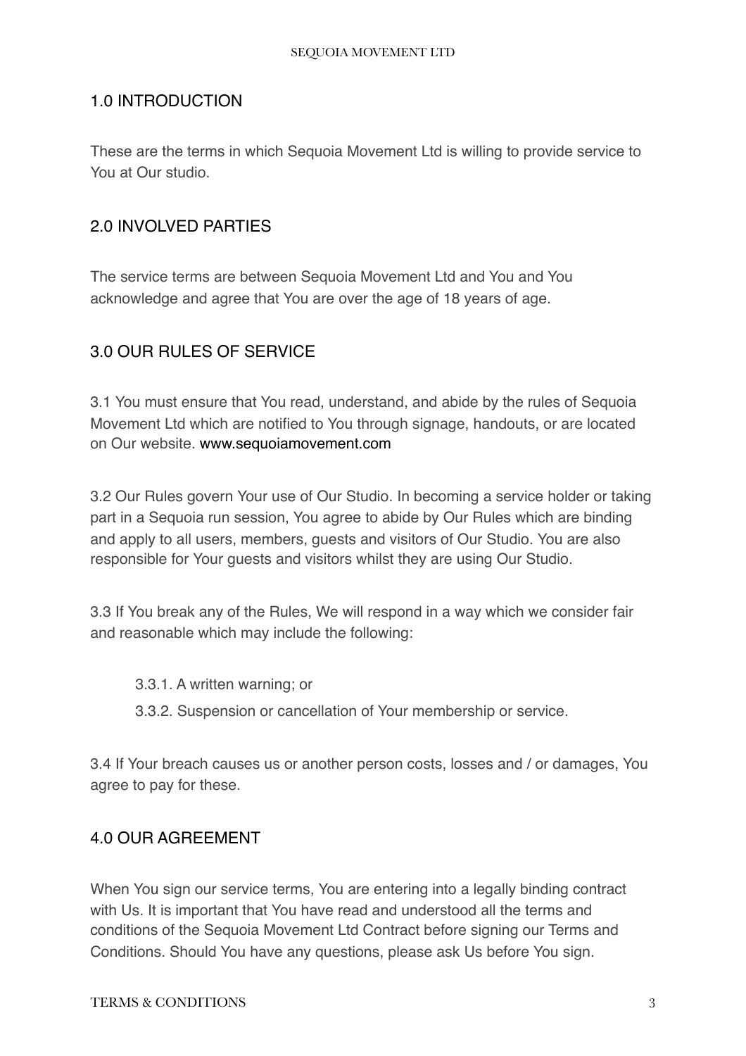## 1.0 INTRODUCTION

These are the terms in which Sequoia Movement Ltd is willing to provide service to You at Our studio.

## 2.0 INVOLVED PARTIES

The service terms are between Sequoia Movement Ltd and You and You acknowledge and agree that You are over the age of 18 years of age.

## 3.0 OUR RULES OF SERVICE

3.1 You must ensure that You read, understand, and abide by the rules of Sequoia Movement Ltd which are notified to You through signage, handouts, or are located on Our website. www.sequoiamovement.com

3.2 Our Rules govern Your use of Our Studio. In becoming a service holder or taking part in a Sequoia run session, You agree to abide by Our Rules which are binding and apply to all users, members, guests and visitors of Our Studio. You are also responsible for Your guests and visitors whilst they are using Our Studio.

3.3 If You break any of the Rules, We will respond in a way which we consider fair and reasonable which may include the following:

- 3.3.1. A written warning; or
- 3.3.2. Suspension or cancellation of Your membership or service.

3.4 If Your breach causes us or another person costs, losses and / or damages, You agree to pay for these.

## 4.0 OUR AGREEMENT

When You sign our service terms, You are entering into a legally binding contract with Us. It is important that You have read and understood all the terms and conditions of the Sequoia Movement Ltd Contract before signing our Terms and Conditions. Should You have any questions, please ask Us before You sign.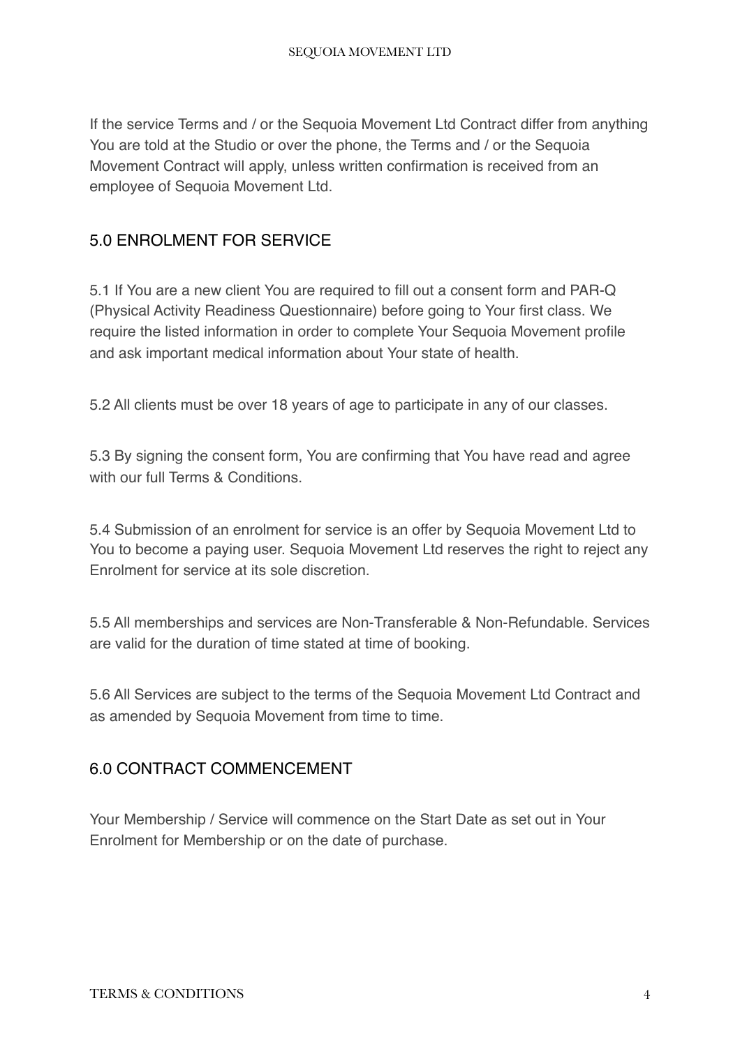If the service Terms and / or the Sequoia Movement Ltd Contract differ from anything You are told at the Studio or over the phone, the Terms and / or the Sequoia Movement Contract will apply, unless written confirmation is received from an employee of Sequoia Movement Ltd.

## 5.0 ENROLMENT FOR SERVICE

5.1 If You are a new client You are required to fill out a consent form and PAR-Q (Physical Activity Readiness Questionnaire) before going to Your first class. We require the listed information in order to complete Your Sequoia Movement profile and ask important medical information about Your state of health.

5.2 All clients must be over 18 years of age to participate in any of our classes.

5.3 By signing the consent form, You are confirming that You have read and agree with our full Terms & Conditions.

5.4 Submission of an enrolment for service is an offer by Sequoia Movement Ltd to You to become a paying user. Sequoia Movement Ltd reserves the right to reject any Enrolment for service at its sole discretion.

5.5 All memberships and services are Non-Transferable & Non-Refundable. Services are valid for the duration of time stated at time of booking.

5.6 All Services are subject to the terms of the Sequoia Movement Ltd Contract and as amended by Sequoia Movement from time to time.

## 6.0 CONTRACT COMMENCEMENT

Your Membership / Service will commence on the Start Date as set out in Your Enrolment for Membership or on the date of purchase.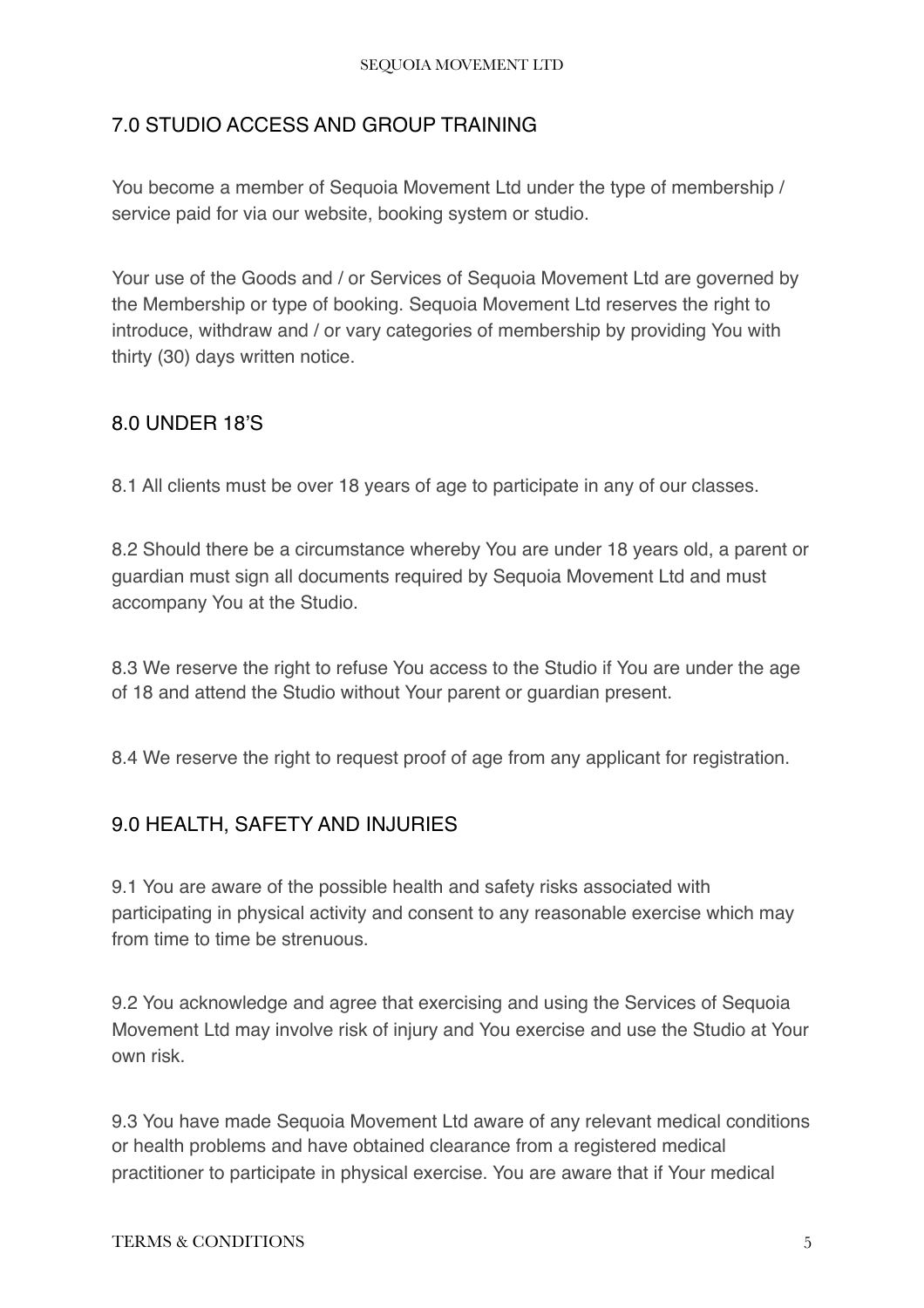## 7.0 STUDIO ACCESS AND GROUP TRAINING

You become a member of Sequoia Movement Ltd under the type of membership / service paid for via our website, booking system or studio.

Your use of the Goods and / or Services of Sequoia Movement Ltd are governed by the Membership or type of booking. Sequoia Movement Ltd reserves the right to introduce, withdraw and / or vary categories of membership by providing You with thirty (30) days written notice.

## 8.0 UNDER 18'S

8.1 All clients must be over 18 years of age to participate in any of our classes.

8.2 Should there be a circumstance whereby You are under 18 years old, a parent or guardian must sign all documents required by Sequoia Movement Ltd and must accompany You at the Studio.

8.3 We reserve the right to refuse You access to the Studio if You are under the age of 18 and attend the Studio without Your parent or guardian present.

8.4 We reserve the right to request proof of age from any applicant for registration.

## 9.0 HEALTH, SAFETY AND INJURIES

9.1 You are aware of the possible health and safety risks associated with participating in physical activity and consent to any reasonable exercise which may from time to time be strenuous.

9.2 You acknowledge and agree that exercising and using the Services of Sequoia Movement Ltd may involve risk of injury and You exercise and use the Studio at Your own risk.

9.3 You have made Sequoia Movement Ltd aware of any relevant medical conditions or health problems and have obtained clearance from a registered medical practitioner to participate in physical exercise. You are aware that if Your medical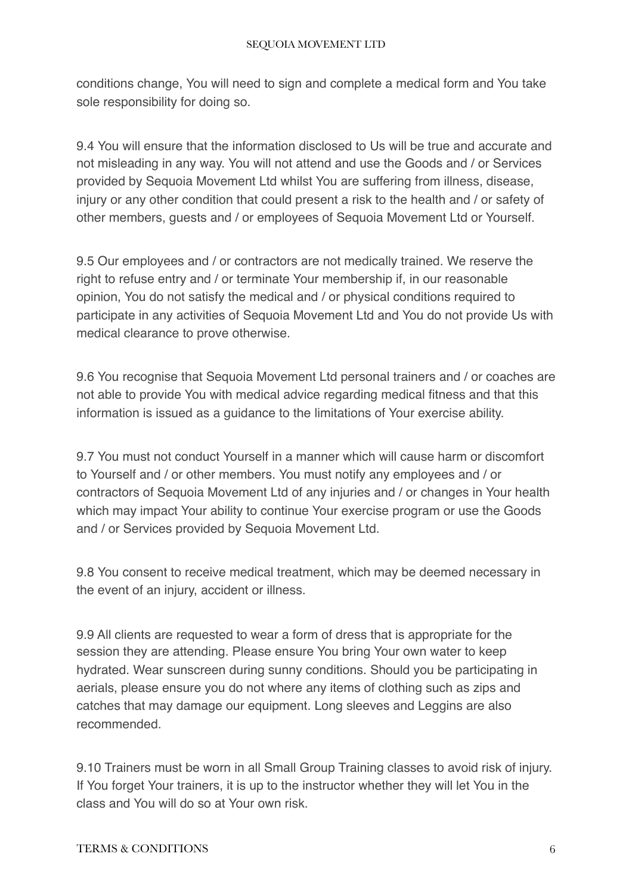conditions change, You will need to sign and complete a medical form and You take sole responsibility for doing so.

9.4 You will ensure that the information disclosed to Us will be true and accurate and not misleading in any way. You will not attend and use the Goods and / or Services provided by Sequoia Movement Ltd whilst You are suffering from illness, disease, injury or any other condition that could present a risk to the health and / or safety of other members, guests and / or employees of Sequoia Movement Ltd or Yourself.

9.5 Our employees and / or contractors are not medically trained. We reserve the right to refuse entry and / or terminate Your membership if, in our reasonable opinion, You do not satisfy the medical and / or physical conditions required to participate in any activities of Sequoia Movement Ltd and You do not provide Us with medical clearance to prove otherwise.

9.6 You recognise that Sequoia Movement Ltd personal trainers and / or coaches are not able to provide You with medical advice regarding medical fitness and that this information is issued as a guidance to the limitations of Your exercise ability.

9.7 You must not conduct Yourself in a manner which will cause harm or discomfort to Yourself and / or other members. You must notify any employees and / or contractors of Sequoia Movement Ltd of any injuries and / or changes in Your health which may impact Your ability to continue Your exercise program or use the Goods and / or Services provided by Sequoia Movement Ltd.

9.8 You consent to receive medical treatment, which may be deemed necessary in the event of an injury, accident or illness.

9.9 All clients are requested to wear a form of dress that is appropriate for the session they are attending. Please ensure You bring Your own water to keep hydrated. Wear sunscreen during sunny conditions. Should you be participating in aerials, please ensure you do not where any items of clothing such as zips and catches that may damage our equipment. Long sleeves and Leggins are also recommended.

9.10 Trainers must be worn in all Small Group Training classes to avoid risk of injury. If You forget Your trainers, it is up to the instructor whether they will let You in the class and You will do so at Your own risk.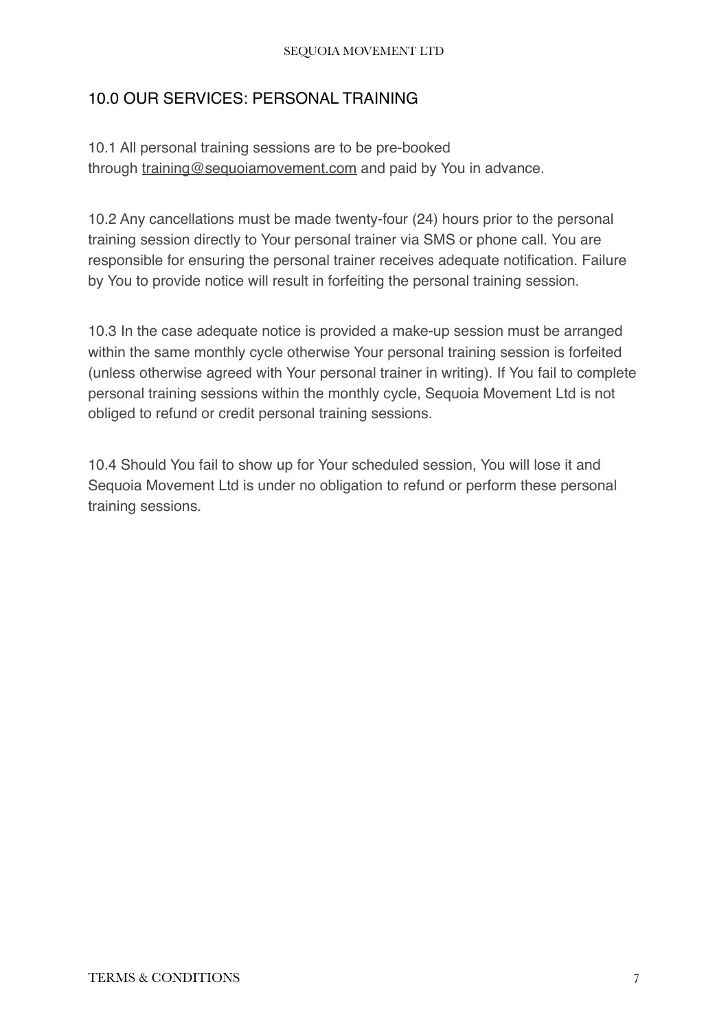## 10.0 OUR SERVICES: PERSONAL TRAINING

10.1 All personal training sessions are to be pre-booked through training@sequoiamovement.com and paid by You in advance.

10.2 Any cancellations must be made twenty-four (24) hours prior to the personal training session directly to Your personal trainer via SMS or phone call. You are responsible for ensuring the personal trainer receives adequate notification. Failure by You to provide notice will result in forfeiting the personal training session.

10.3 In the case adequate notice is provided a make-up session must be arranged within the same monthly cycle otherwise Your personal training session is forfeited (unless otherwise agreed with Your personal trainer in writing). If You fail to complete personal training sessions within the monthly cycle, Sequoia Movement Ltd is not obliged to refund or credit personal training sessions.

10.4 Should You fail to show up for Your scheduled session, You will lose it and Sequoia Movement Ltd is under no obligation to refund or perform these personal training sessions.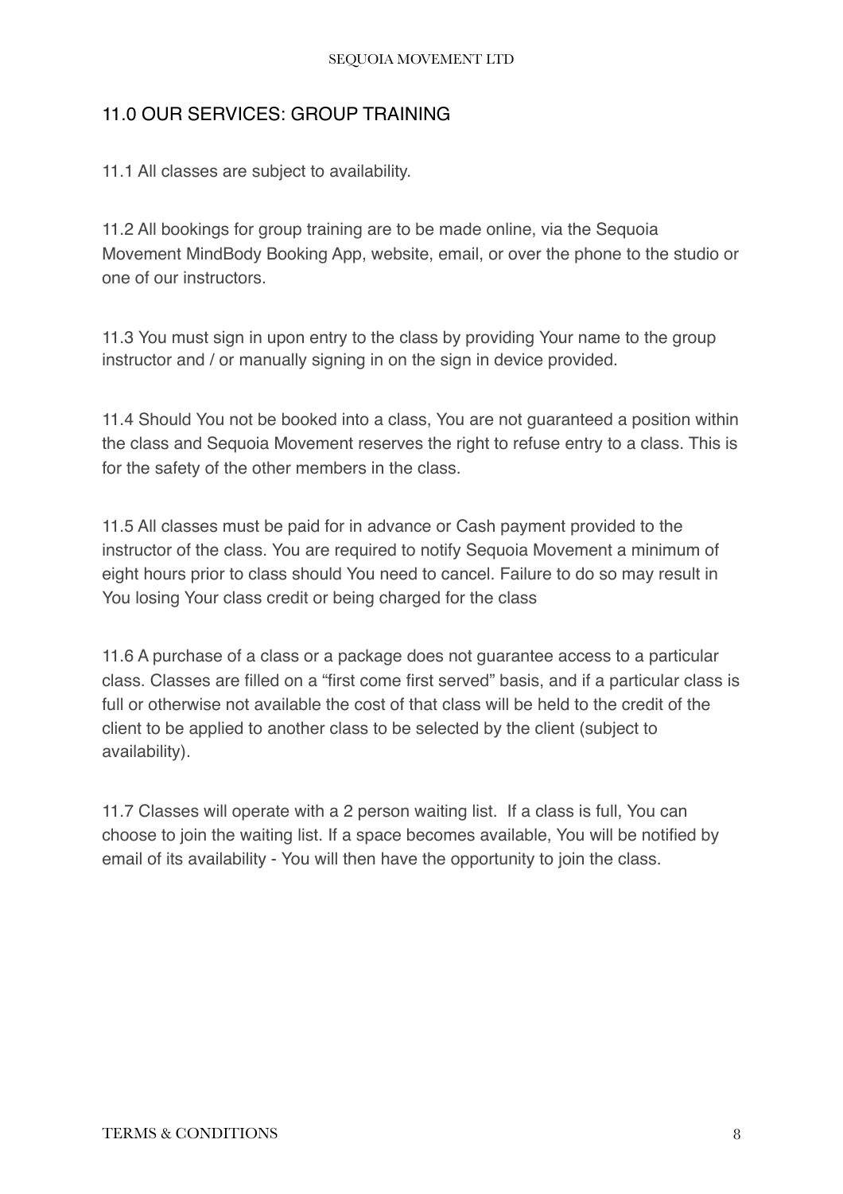## 11.0 OUR SERVICES: GROUP TRAINING

11.1 All classes are subject to availability.

11.2 All bookings for group training are to be made online, via the Sequoia Movement MindBody Booking App, website, email, or over the phone to the studio or one of our instructors.

11.3 You must sign in upon entry to the class by providing Your name to the group instructor and / or manually signing in on the sign in device provided.

11.4 Should You not be booked into a class, You are not guaranteed a position within the class and Sequoia Movement reserves the right to refuse entry to a class. This is for the safety of the other members in the class.

11.5 All classes must be paid for in advance or Cash payment provided to the instructor of the class. You are required to notify Sequoia Movement a minimum of eight hours prior to class should You need to cancel. Failure to do so may result in You losing Your class credit or being charged for the class

11.6 A purchase of a class or a package does not guarantee access to a particular class. Classes are filled on a "first come first served" basis, and if a particular class is full or otherwise not available the cost of that class will be held to the credit of the client to be applied to another class to be selected by the client (subject to availability).

11.7 Classes will operate with a 2 person waiting list. If a class is full, You can choose to join the waiting list. If a space becomes available, You will be notified by email of its availability - You will then have the opportunity to join the class.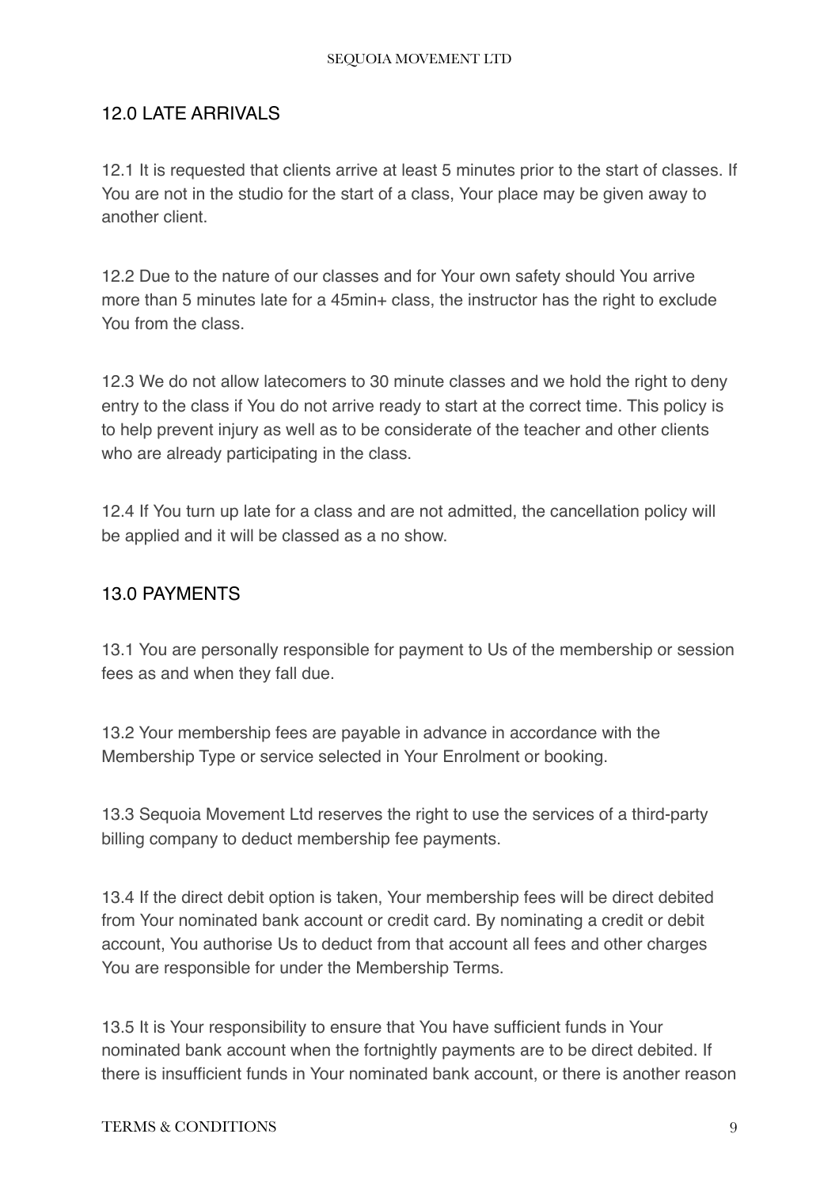## 12.0 LATE ARRIVALS

12.1 It is requested that clients arrive at least 5 minutes prior to the start of classes. If You are not in the studio for the start of a class, Your place may be given away to another client.

12.2 Due to the nature of our classes and for Your own safety should You arrive more than 5 minutes late for a 45min+ class, the instructor has the right to exclude You from the class.

12.3 We do not allow latecomers to 30 minute classes and we hold the right to deny entry to the class if You do not arrive ready to start at the correct time. This policy is to help prevent injury as well as to be considerate of the teacher and other clients who are already participating in the class.

12.4 If You turn up late for a class and are not admitted, the cancellation policy will be applied and it will be classed as a no show.

## 13.0 PAYMENTS

13.1 You are personally responsible for payment to Us of the membership or session fees as and when they fall due.

13.2 Your membership fees are payable in advance in accordance with the Membership Type or service selected in Your Enrolment or booking.

13.3 Sequoia Movement Ltd reserves the right to use the services of a third-party billing company to deduct membership fee payments.

13.4 If the direct debit option is taken, Your membership fees will be direct debited from Your nominated bank account or credit card. By nominating a credit or debit account, You authorise Us to deduct from that account all fees and other charges You are responsible for under the Membership Terms.

13.5 It is Your responsibility to ensure that You have sufficient funds in Your nominated bank account when the fortnightly payments are to be direct debited. If there is insufficient funds in Your nominated bank account, or there is another reason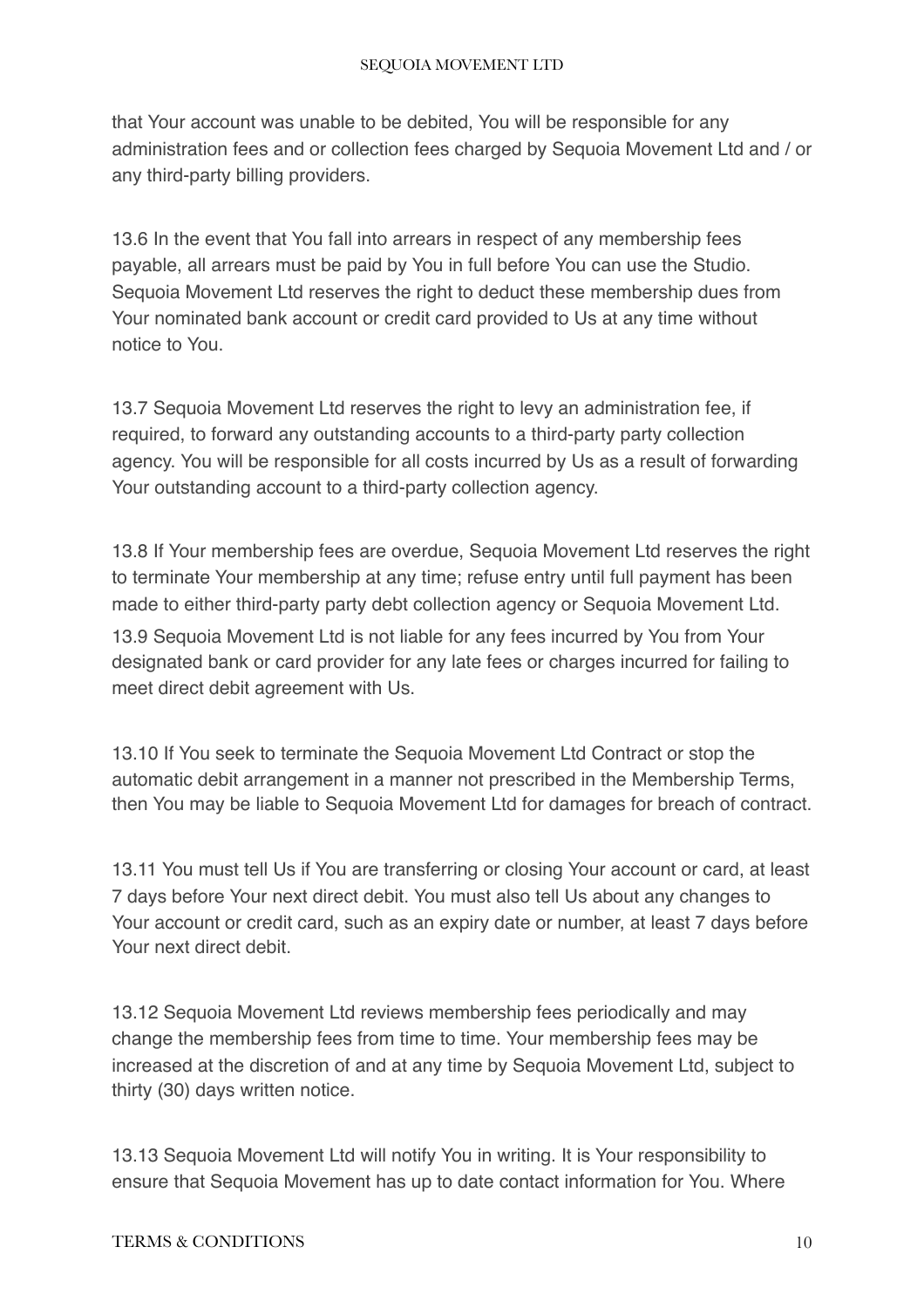that Your account was unable to be debited, You will be responsible for any administration fees and or collection fees charged by Sequoia Movement Ltd and / or any third-party billing providers.

13.6 In the event that You fall into arrears in respect of any membership fees payable, all arrears must be paid by You in full before You can use the Studio. Sequoia Movement Ltd reserves the right to deduct these membership dues from Your nominated bank account or credit card provided to Us at any time without notice to You.

13.7 Sequoia Movement Ltd reserves the right to levy an administration fee, if required, to forward any outstanding accounts to a third-party party collection agency. You will be responsible for all costs incurred by Us as a result of forwarding Your outstanding account to a third-party collection agency.

13.8 If Your membership fees are overdue, Sequoia Movement Ltd reserves the right to terminate Your membership at any time; refuse entry until full payment has been made to either third-party party debt collection agency or Sequoia Movement Ltd.

13.9 Sequoia Movement Ltd is not liable for any fees incurred by You from Your designated bank or card provider for any late fees or charges incurred for failing to meet direct debit agreement with Us.

13.10 If You seek to terminate the Sequoia Movement Ltd Contract or stop the automatic debit arrangement in a manner not prescribed in the Membership Terms, then You may be liable to Sequoia Movement Ltd for damages for breach of contract.

13.11 You must tell Us if You are transferring or closing Your account or card, at least 7 days before Your next direct debit. You must also tell Us about any changes to Your account or credit card, such as an expiry date or number, at least 7 days before Your next direct debit.

13.12 Sequoia Movement Ltd reviews membership fees periodically and may change the membership fees from time to time. Your membership fees may be increased at the discretion of and at any time by Sequoia Movement Ltd, subject to thirty (30) days written notice.

13.13 Sequoia Movement Ltd will notify You in writing. It is Your responsibility to ensure that Sequoia Movement has up to date contact information for You. Where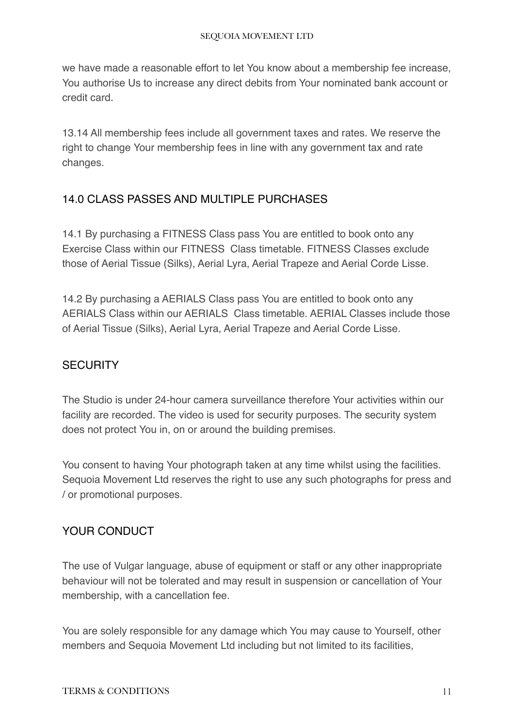we have made a reasonable effort to let You know about a membership fee increase, You authorise Us to increase any direct debits from Your nominated bank account or credit card.

13.14 All membership fees include all government taxes and rates. We reserve the right to change Your membership fees in line with any government tax and rate changes.

## 14.0 CLASS PASSES AND MULTIPLE PURCHASES

14.1 By purchasing a FITNESS Class pass You are entitled to book onto any Exercise Class within our FITNESS Class timetable. FITNESS Classes exclude those of Aerial Tissue (Silks), Aerial Lyra, Aerial Trapeze and Aerial Corde Lisse.

14.2 By purchasing a AERIALS Class pass You are entitled to book onto any AERIALS Class within our AERIALS Class timetable. AERIAL Classes include those of Aerial Tissue (Silks), Aerial Lyra, Aerial Trapeze and Aerial Corde Lisse.

## SECURITY

The Studio is under 24-hour camera surveillance therefore Your activities within our facility are recorded. The video is used for security purposes. The security system does not protect You in, on or around the building premises.

You consent to having Your photograph taken at any time whilst using the facilities. Sequoia Movement Ltd reserves the right to use any such photographs for press and / or promotional purposes.

## YOUR CONDUCT

The use of Vulgar language, abuse of equipment or staff or any other inappropriate behaviour will not be tolerated and may result in suspension or cancellation of Your membership, with a cancellation fee.

You are solely responsible for any damage which You may cause to Yourself, other members and Sequoia Movement Ltd including but not limited to its facilities,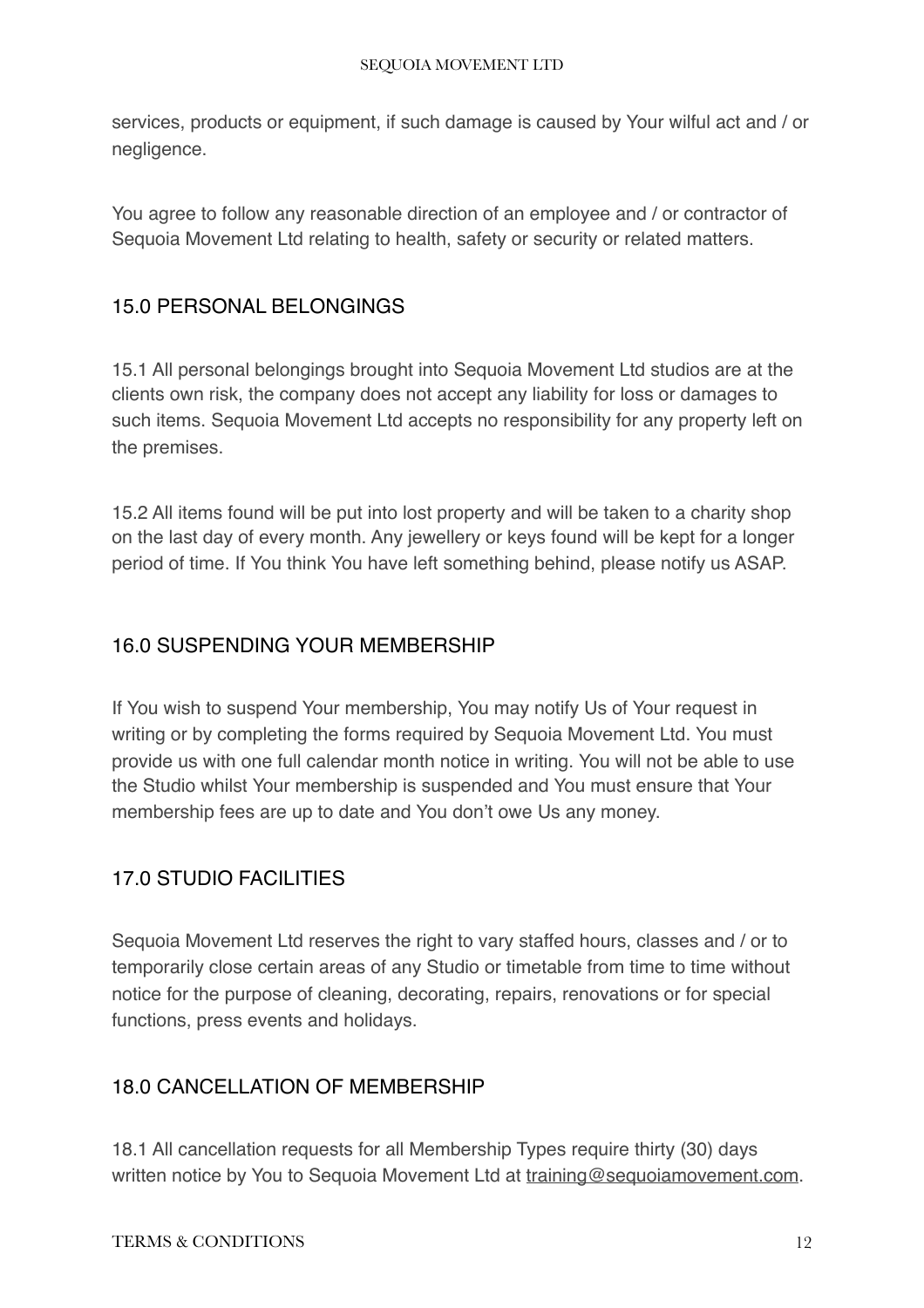services, products or equipment, if such damage is caused by Your wilful act and / or negligence.

You agree to follow any reasonable direction of an employee and / or contractor of Sequoia Movement Ltd relating to health, safety or security or related matters.

## 15.0 PERSONAL BELONGINGS

15.1 All personal belongings brought into Sequoia Movement Ltd studios are at the clients own risk, the company does not accept any liability for loss or damages to such items. Sequoia Movement Ltd accepts no responsibility for any property left on the premises.

15.2 All items found will be put into lost property and will be taken to a charity shop on the last day of every month. Any jewellery or keys found will be kept for a longer period of time. If You think You have left something behind, please notify us ASAP.

## 16.0 SUSPENDING YOUR MEMBERSHIP

If You wish to suspend Your membership, You may notify Us of Your request in writing or by completing the forms required by Sequoia Movement Ltd. You must provide us with one full calendar month notice in writing. You will not be able to use the Studio whilst Your membership is suspended and You must ensure that Your membership fees are up to date and You don't owe Us any money.

## 17.0 STUDIO FACILITIES

Sequoia Movement Ltd reserves the right to vary staffed hours, classes and / or to temporarily close certain areas of any Studio or timetable from time to time without notice for the purpose of cleaning, decorating, repairs, renovations or for special functions, press events and holidays.

## 18.0 CANCELLATION OF MEMBERSHIP

18.1 All cancellation requests for all Membership Types require thirty (30) days written notice by You to Sequoia Movement Ltd at training@sequoiamovement.com.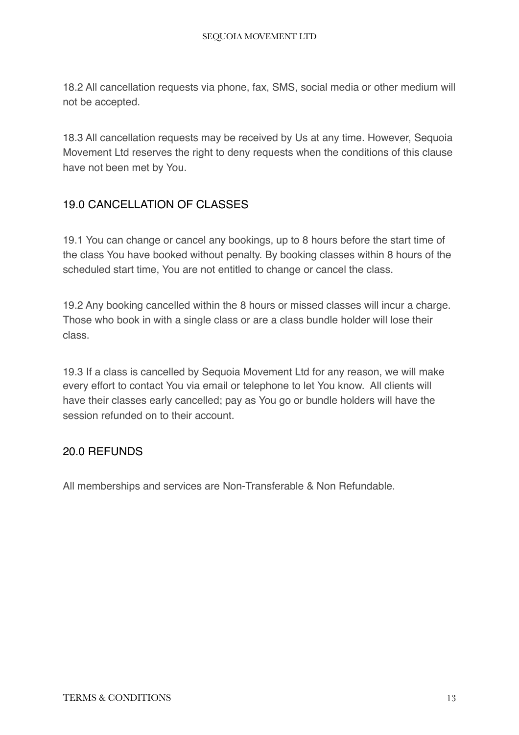18.2 All cancellation requests via phone, fax, SMS, social media or other medium will not be accepted.

18.3 All cancellation requests may be received by Us at any time. However, Sequoia Movement Ltd reserves the right to deny requests when the conditions of this clause have not been met by You.

## 19.0 CANCELLATION OF CLASSES

19.1 You can change or cancel any bookings, up to 8 hours before the start time of the class You have booked without penalty. By booking classes within 8 hours of the scheduled start time, You are not entitled to change or cancel the class.

19.2 Any booking cancelled within the 8 hours or missed classes will incur a charge. Those who book in with a single class or are a class bundle holder will lose their class.

19.3 If a class is cancelled by Sequoia Movement Ltd for any reason, we will make every effort to contact You via email or telephone to let You know. All clients will have their classes early cancelled; pay as You go or bundle holders will have the session refunded on to their account.

## 20.0 REFUNDS

All memberships and services are Non-Transferable & Non Refundable.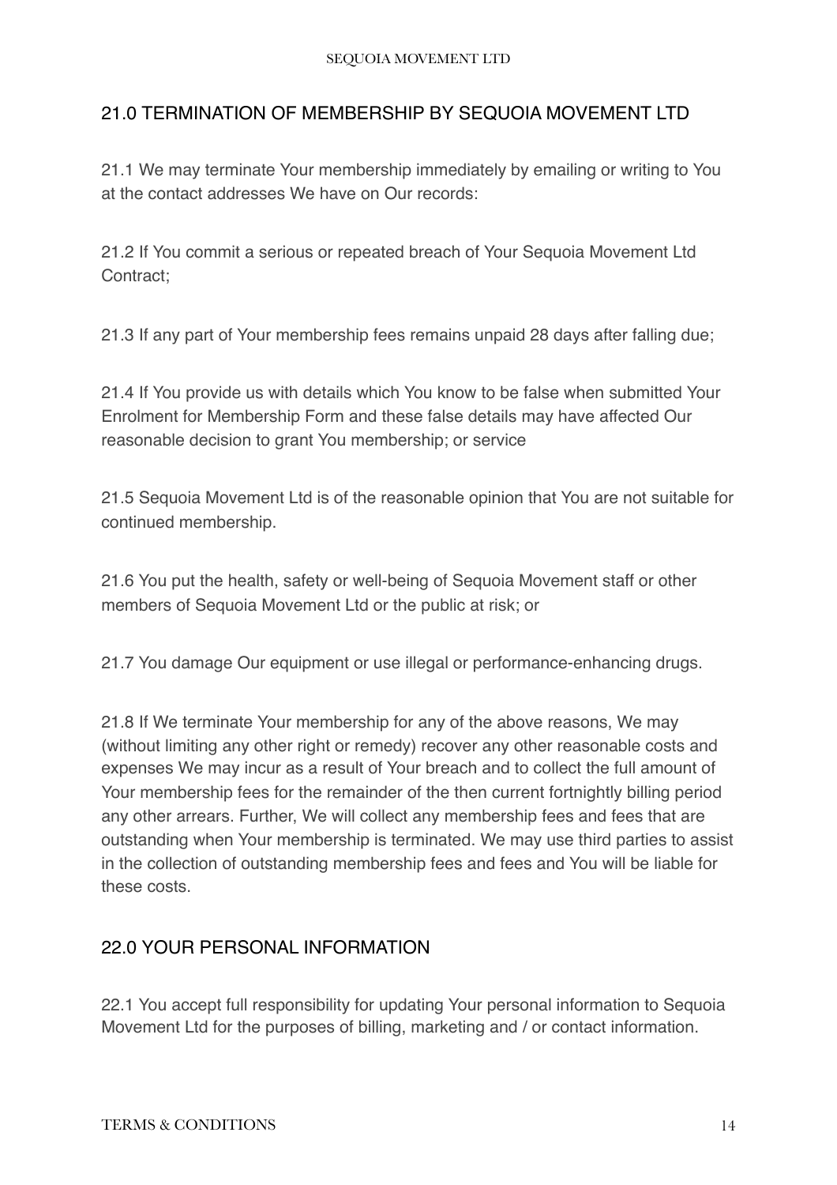## 21.0 TERMINATION OF MEMBERSHIP BY SEQUOIA MOVEMENT LTD

21.1 We may terminate Your membership immediately by emailing or writing to You at the contact addresses We have on Our records:

21.2 If You commit a serious or repeated breach of Your Sequoia Movement Ltd Contract;

21.3 If any part of Your membership fees remains unpaid 28 days after falling due;

21.4 If You provide us with details which You know to be false when submitted Your Enrolment for Membership Form and these false details may have affected Our reasonable decision to grant You membership; or service

21.5 Sequoia Movement Ltd is of the reasonable opinion that You are not suitable for continued membership.

21.6 You put the health, safety or well-being of Sequoia Movement staff or other members of Sequoia Movement Ltd or the public at risk; or

21.7 You damage Our equipment or use illegal or performance-enhancing drugs.

21.8 If We terminate Your membership for any of the above reasons, We may (without limiting any other right or remedy) recover any other reasonable costs and expenses We may incur as a result of Your breach and to collect the full amount of Your membership fees for the remainder of the then current fortnightly billing period any other arrears. Further, We will collect any membership fees and fees that are outstanding when Your membership is terminated. We may use third parties to assist in the collection of outstanding membership fees and fees and You will be liable for these costs.

## 22.0 YOUR PERSONAL INFORMATION

22.1 You accept full responsibility for updating Your personal information to Sequoia Movement Ltd for the purposes of billing, marketing and / or contact information.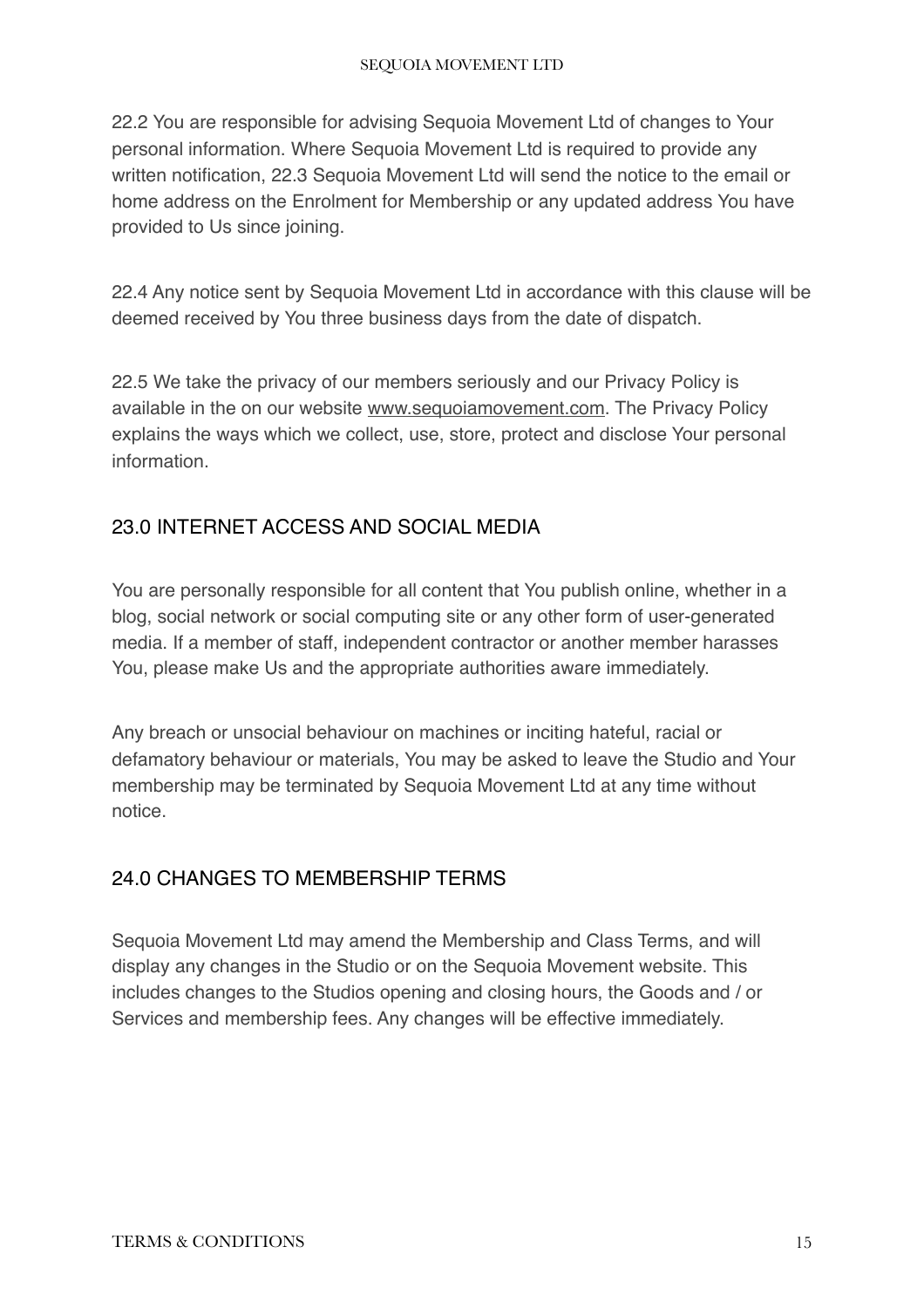22.2 You are responsible for advising Sequoia Movement Ltd of changes to Your personal information. Where Sequoia Movement Ltd is required to provide any written notification, 22.3 Sequoia Movement Ltd will send the notice to the email or home address on the Enrolment for Membership or any updated address You have provided to Us since joining.

22.4 Any notice sent by Sequoia Movement Ltd in accordance with this clause will be deemed received by You three business days from the date of dispatch.

22.5 We take the privacy of our members seriously and our Privacy Policy is available in the on our website www.sequoiamovement.com. The Privacy Policy explains the ways which we collect, use, store, protect and disclose Your personal information.

## 23.0 INTERNET ACCESS AND SOCIAL MEDIA

You are personally responsible for all content that You publish online, whether in a blog, social network or social computing site or any other form of user-generated media. If a member of staff, independent contractor or another member harasses You, please make Us and the appropriate authorities aware immediately.

Any breach or unsocial behaviour on machines or inciting hateful, racial or defamatory behaviour or materials, You may be asked to leave the Studio and Your membership may be terminated by Sequoia Movement Ltd at any time without notice.

## 24.0 CHANGES TO MEMBERSHIP TERMS

Sequoia Movement Ltd may amend the Membership and Class Terms, and will display any changes in the Studio or on the Sequoia Movement website. This includes changes to the Studios opening and closing hours, the Goods and / or Services and membership fees. Any changes will be effective immediately.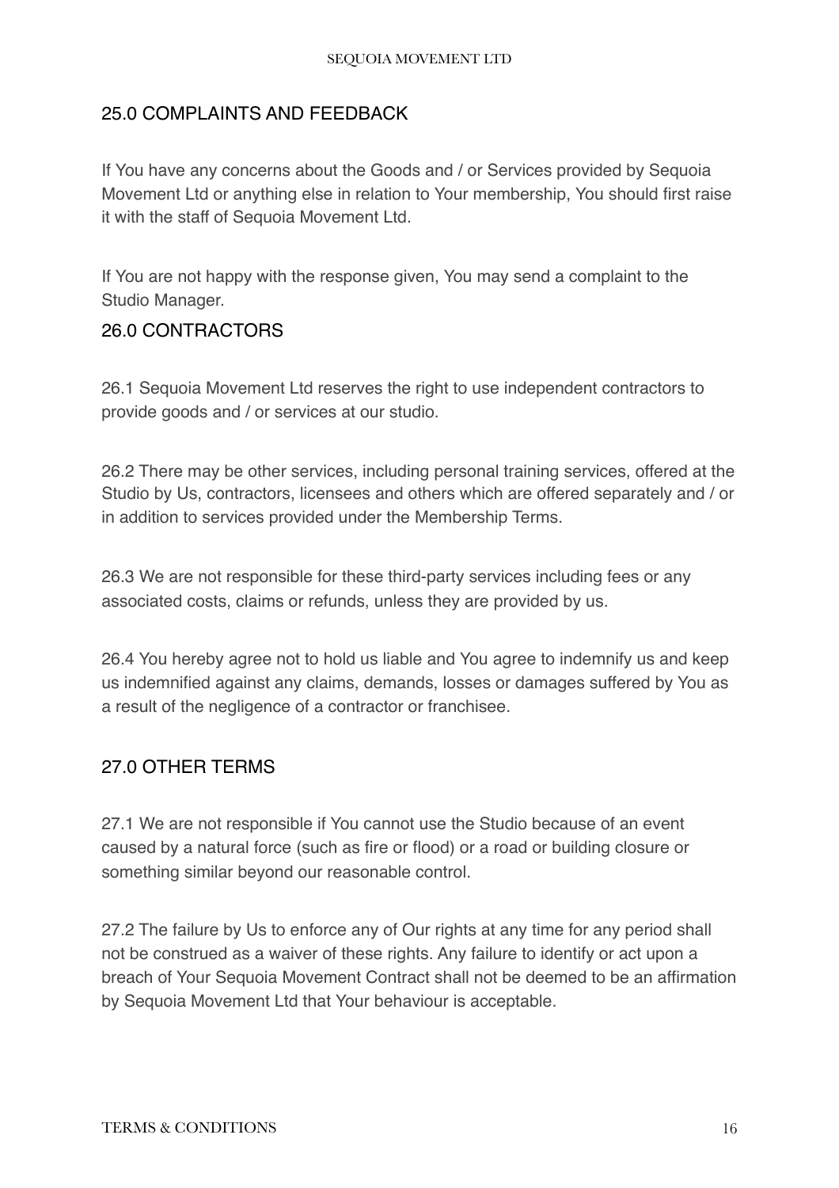## 25.0 COMPLAINTS AND FEEDBACK

If You have any concerns about the Goods and / or Services provided by Sequoia Movement Ltd or anything else in relation to Your membership, You should first raise it with the staff of Sequoia Movement Ltd.

If You are not happy with the response given, You may send a complaint to the Studio Manager.

## 26.0 CONTRACTORS

26.1 Sequoia Movement Ltd reserves the right to use independent contractors to provide goods and / or services at our studio.

26.2 There may be other services, including personal training services, offered at the Studio by Us, contractors, licensees and others which are offered separately and / or in addition to services provided under the Membership Terms.

26.3 We are not responsible for these third-party services including fees or any associated costs, claims or refunds, unless they are provided by us.

26.4 You hereby agree not to hold us liable and You agree to indemnify us and keep us indemnified against any claims, demands, losses or damages suffered by You as a result of the negligence of a contractor or franchisee.

## 27.0 OTHER TERMS

27.1 We are not responsible if You cannot use the Studio because of an event caused by a natural force (such as fire or flood) or a road or building closure or something similar beyond our reasonable control.

27.2 The failure by Us to enforce any of Our rights at any time for any period shall not be construed as a waiver of these rights. Any failure to identify or act upon a breach of Your Sequoia Movement Contract shall not be deemed to be an affirmation by Sequoia Movement Ltd that Your behaviour is acceptable.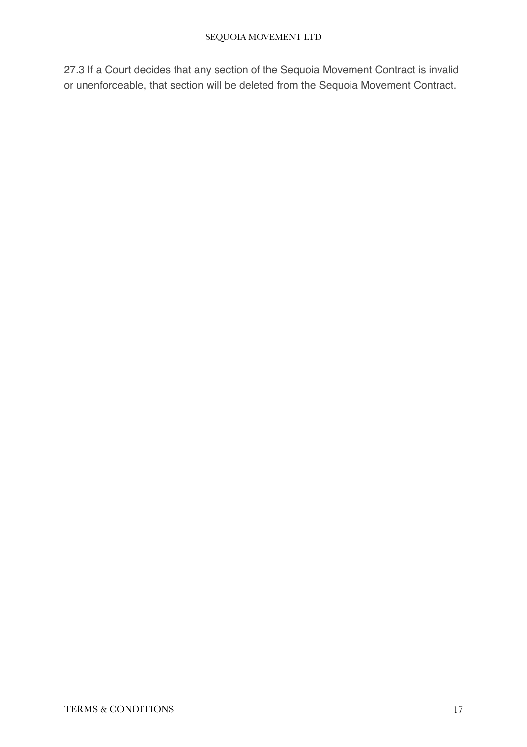27.3 If a Court decides that any section of the Sequoia Movement Contract is invalid or unenforceable, that section will be deleted from the Sequoia Movement Contract.